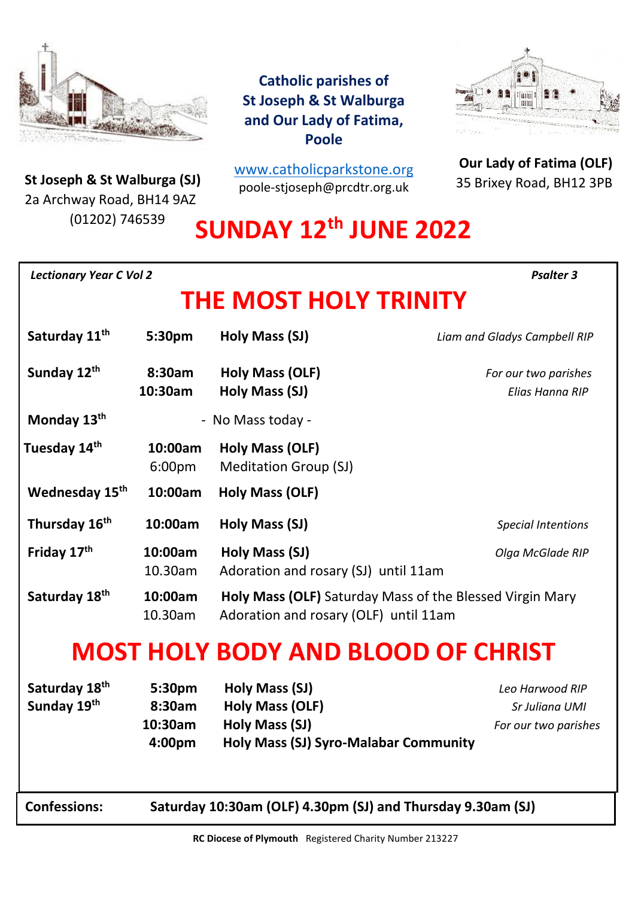**Catholic parishes of St Joseph & St Walburga and Our Lady of Fatima, Poole**

**St Joseph & St Walburga (SJ)**
2a Archway Road, BH14 9AZ
(01202) 746539

www.catholicparkstone.org
poole-stjoseph@prcdtr.org.uk

**Our Lady of Fatima (OLF)**
35 Brixey Road, BH12 3PB

# SUNDAY 12th JUNE 2022

*Lectionary Year C Vol 2* — *Psalter 3*

## THE MOST HOLY TRINITY

| Day | Time | Service | Intention |
|---|---|---|---|
| **Saturday 11th** | **5:30pm** | **Holy Mass (SJ)** | *Liam and Gladys Campbell RIP* |
| **Sunday 12th** | **8:30am** | **Holy Mass (OLF)** | *For our two parishes* |
| | **10:30am** | **Holy Mass (SJ)** | *Elias Hanna RIP* |
| **Monday 13th** | | - No Mass today - | |
| **Tuesday 14th** | **10:00am** | **Holy Mass (OLF)** | |
| | 6:00pm | Meditation Group (SJ) | |
| **Wednesday 15th** | **10:00am** | **Holy Mass (OLF)** | |
| **Thursday 16th** | **10:00am** | **Holy Mass (SJ)** | *Special Intentions* |
| **Friday 17th** | **10:00am** | **Holy Mass (SJ)** | *Olga McGlade RIP* |
| | 10.30am | Adoration and rosary (SJ) until 11am | |
| **Saturday 18th** | **10:00am** | **Holy Mass (OLF)** Saturday Mass of the Blessed Virgin Mary | |
| | 10.30am | Adoration and rosary (OLF) until 11am | |

## MOST HOLY BODY AND BLOOD OF CHRIST

| Day | Time | Service | Intention |
|---|---|---|---|
| **Saturday 18th** | **5:30pm** | **Holy Mass (SJ)** | *Leo Harwood RIP* |
| **Sunday 19th** | **8:30am** | **Holy Mass (OLF)** | *Sr Juliana UMI* |
| | **10:30am** | **Holy Mass (SJ)** | *For our two parishes* |
| | **4:00pm** | **Holy Mass (SJ) Syro-Malabar Community** | |

**Confessions:** **Saturday 10:30am (OLF) 4.30pm (SJ) and Thursday 9.30am (SJ)**

**RC Diocese of Plymouth** Registered Charity Number 213227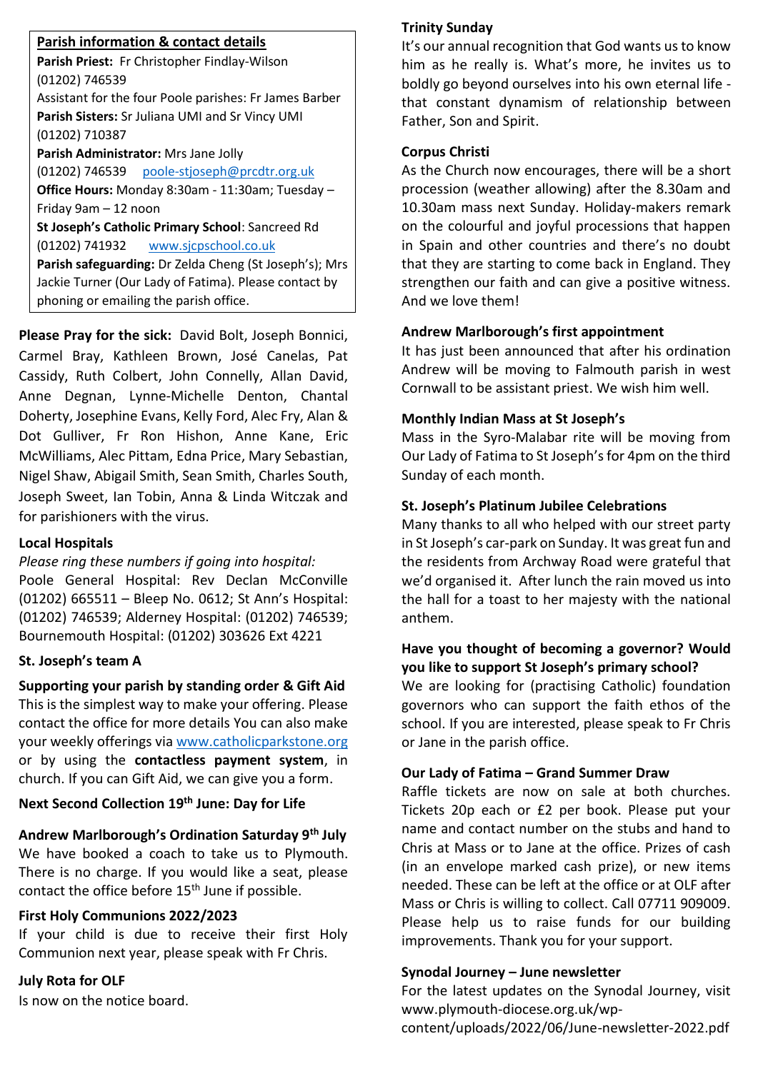**Parish information & contact details**

**Parish Priest:** Fr Christopher Findlay-Wilson (01202) 746539

Assistant for the four Poole parishes: Fr James Barber

**Parish Sisters:** Sr Juliana UMI and Sr Vincy UMI (01202) 710387

**Parish Administrator:** Mrs Jane Jolly (01202) 746539 poole-stjoseph@prcdtr.org.uk

**Office Hours:** Monday 8:30am - 11:30am; Tuesday – Friday 9am – 12 noon

**St Joseph's Catholic Primary School**: Sancreed Rd (01202) 741932 www.sjcpschool.co.uk

**Parish safeguarding:** Dr Zelda Cheng (St Joseph's); Mrs Jackie Turner (Our Lady of Fatima). Please contact by phoning or emailing the parish office.

**Please Pray for the sick:** David Bolt, Joseph Bonnici, Carmel Bray, Kathleen Brown, José Canelas, Pat Cassidy, Ruth Colbert, John Connelly, Allan David, Anne Degnan, Lynne-Michelle Denton, Chantal Doherty, Josephine Evans, Kelly Ford, Alec Fry, Alan & Dot Gulliver, Fr Ron Hishon, Anne Kane, Eric McWilliams, Alec Pittam, Edna Price, Mary Sebastian, Nigel Shaw, Abigail Smith, Sean Smith, Charles South, Joseph Sweet, Ian Tobin, Anna & Linda Witczak and for parishioners with the virus.

**Local Hospitals**

*Please ring these numbers if going into hospital:*
Poole General Hospital: Rev Declan McConville (01202) 665511 – Bleep No. 0612; St Ann's Hospital: (01202) 746539; Alderney Hospital: (01202) 746539; Bournemouth Hospital: (01202) 303626 Ext 4221

**St. Joseph's team A**

**Supporting your parish by standing order & Gift Aid**

This is the simplest way to make your offering. Please contact the office for more details You can also make your weekly offerings via www.catholicparkstone.org or by using the **contactless payment system**, in church. If you can Gift Aid, we can give you a form.

**Next Second Collection 19th June: Day for Life**

**Andrew Marlborough's Ordination Saturday 9th July**

We have booked a coach to take us to Plymouth. There is no charge. If you would like a seat, please contact the office before 15th June if possible.

**First Holy Communions 2022/2023**

If your child is due to receive their first Holy Communion next year, please speak with Fr Chris.

**July Rota for OLF**

Is now on the notice board.

**Trinity Sunday**

It's our annual recognition that God wants us to know him as he really is. What's more, he invites us to boldly go beyond ourselves into his own eternal life - that constant dynamism of relationship between Father, Son and Spirit.

**Corpus Christi**

As the Church now encourages, there will be a short procession (weather allowing) after the 8.30am and 10.30am mass next Sunday. Holiday-makers remark on the colourful and joyful processions that happen in Spain and other countries and there's no doubt that they are starting to come back in England. They strengthen our faith and can give a positive witness. And we love them!

**Andrew Marlborough's first appointment**

It has just been announced that after his ordination Andrew will be moving to Falmouth parish in west Cornwall to be assistant priest. We wish him well.

**Monthly Indian Mass at St Joseph's**

Mass in the Syro-Malabar rite will be moving from Our Lady of Fatima to St Joseph's for 4pm on the third Sunday of each month.

**St. Joseph's Platinum Jubilee Celebrations**

Many thanks to all who helped with our street party in St Joseph's car-park on Sunday. It was great fun and the residents from Archway Road were grateful that we'd organised it. After lunch the rain moved us into the hall for a toast to her majesty with the national anthem.

**Have you thought of becoming a governor? Would you like to support St Joseph's primary school?**

We are looking for (practising Catholic) foundation governors who can support the faith ethos of the school. If you are interested, please speak to Fr Chris or Jane in the parish office.

**Our Lady of Fatima – Grand Summer Draw**

Raffle tickets are now on sale at both churches. Tickets 20p each or £2 per book. Please put your name and contact number on the stubs and hand to Chris at Mass or to Jane at the office. Prizes of cash (in an envelope marked cash prize), or new items needed. These can be left at the office or at OLF after Mass or Chris is willing to collect. Call 07711 909009. Please help us to raise funds for our building improvements. Thank you for your support.

**Synodal Journey – June newsletter**

For the latest updates on the Synodal Journey, visit www.plymouth-diocese.org.uk/wp-content/uploads/2022/06/June-newsletter-2022.pdf